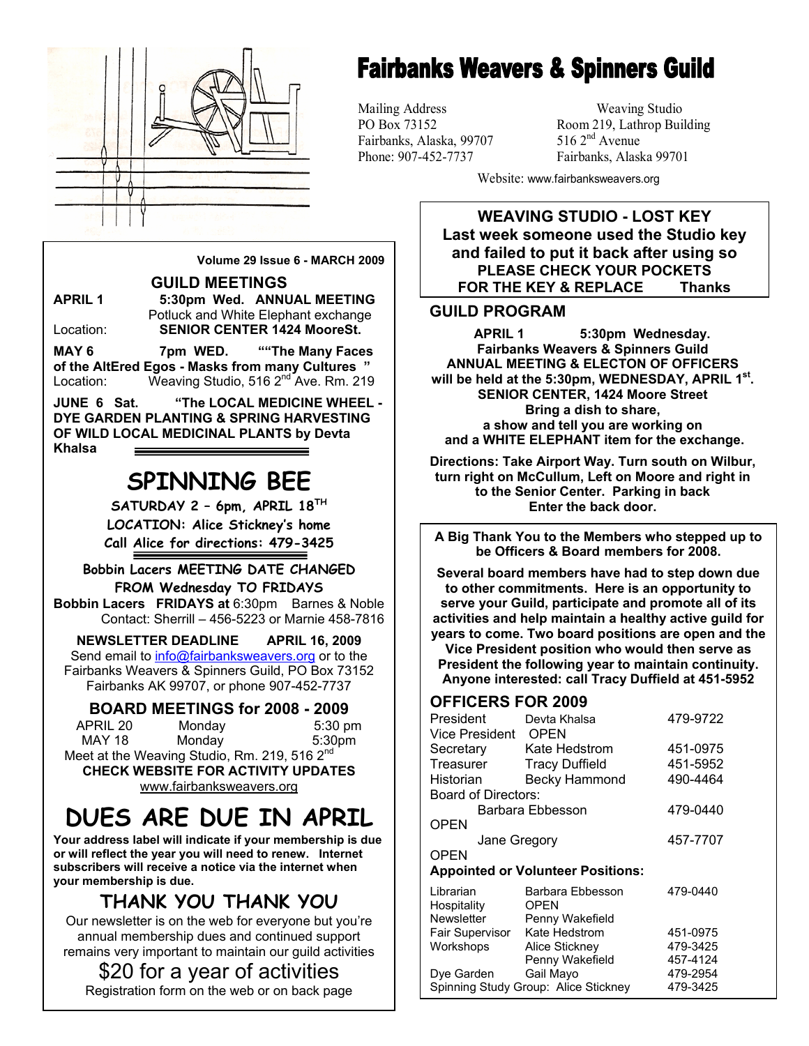# Fairbanks Weavers & Spinners Guild

Mailing Address
PO Box 73152
Fairbanks, Alaska, 99707
Phone: 907-452-7737

Weaving Studio
Room 219, Lathrop Building
516 2nd Avenue
Fairbanks, Alaska 99701

Website: www.fairbanksweavers.org

**Volume 29 Issue 6 - MARCH 2009**

## GUILD MEETINGS

**APRIL 1** **5:30pm Wed. ANNUAL MEETING**
Potluck and White Elephant exchange
Location: **SENIOR CENTER 1424 MooreSt.**

**MAY 6 7pm WED. ""The Many Faces of the AltEred Egos - Masks from many Cultures "**
Location: Weaving Studio, 516 2nd Ave. Rm. 219

**JUNE 6 Sat. "The LOCAL MEDICINE WHEEL - DYE GARDEN PLANTING & SPRING HARVESTING OF WILD LOCAL MEDICINAL PLANTS by Devta Khalsa**

## SPINNING BEE

**SATURDAY 2 – 6pm, APRIL 18TH**
**LOCATION: Alice Stickney's home**
**Call Alice for directions: 479-3425**

**Bobbin Lacers MEETING DATE CHANGED FROM Wednesday TO FRIDAYS**
**Bobbin Lacers FRIDAYS at** 6:30pm Barnes & Noble
Contact: Sherrill – 456-5223 or Marnie 458-7816

**NEWSLETTER DEADLINE APRIL 16, 2009**
Send email to info@fairbanksweavers.org or to the Fairbanks Weavers & Spinners Guild, PO Box 73152 Fairbanks AK 99707, or phone 907-452-7737

## BOARD MEETINGS for 2008 - 2009

| | | |
|---|---|---|
| APRIL 20 | Monday | 5:30 pm |
| MAY 18 | Monday | 5:30pm |

Meet at the Weaving Studio, Rm. 219, 516 2nd
**CHECK WEBSITE FOR ACTIVITY UPDATES**
www.fairbanksweavers.org

## DUES ARE DUE IN APRIL

**Your address label will indicate if your membership is due or will reflect the year you will need to renew. Internet subscribers will receive a notice via the internet when your membership is due.**

## THANK YOU THANK YOU

Our newsletter is on the web for everyone but you're annual membership dues and continued support remains very important to maintain our guild activities

$20 for a year of activities

Registration form on the web or on back page

**WEAVING STUDIO - LOST KEY**
**Last week someone used the Studio key and failed to put it back after using so PLEASE CHECK YOUR POCKETS FOR THE KEY & REPLACE Thanks**

## GUILD PROGRAM

**APRIL 1 5:30pm Wednesday.**
**Fairbanks Weavers & Spinners Guild ANNUAL MEETING & ELECTON OF OFFICERS will be held at the 5:30pm, WEDNESDAY, APRIL 1st. SENIOR CENTER, 1424 Moore Street**
**Bring a dish to share, a show and tell you are working on and a WHITE ELEPHANT item for the exchange.**

**Directions: Take Airport Way. Turn south on Wilbur, turn right on McCullum, Left on Moore and right in to the Senior Center. Parking in back Enter the back door.**

**A Big Thank You to the Members who stepped up to be Officers & Board members for 2008.**

**Several board members have had to step down due to other commitments. Here is an opportunity to serve your Guild, participate and promote all of its activities and help maintain a healthy active guild for years to come. Two board positions are open and the Vice President position who would then serve as President the following year to maintain continuity. Anyone interested: call Tracy Duffield at 451-5952**

## OFFICERS FOR 2009

| | | |
|---|---|---|
| President | Devta Khalsa | 479-9722 |
| Vice President | OPEN | |
| Secretary | Kate Hedstrom | 451-0975 |
| Treasurer | Tracy Duffield | 451-5952 |
| Historian | Becky Hammond | 490-4464 |

Board of Directors:

| | |
|---|---|
| Barbara Ebbesson | 479-0440 |
| OPEN | |
| Jane Gregory | 457-7707 |
| OPEN | |

**Appointed or Volunteer Positions:**

| | | |
|---|---|---|
| Librarian | Barbara Ebbesson | 479-0440 |
| Hospitality | OPEN | |
| Newsletter | Penny Wakefield | |
| Fair Supervisor | Kate Hedstrom | 451-0975 |
| Workshops | Alice Stickney | 479-3425 |
| | Penny Wakefield | 457-4124 |
| Dye Garden | Gail Mayo | 479-2954 |
| Spinning Study Group: | Alice Stickney | 479-3425 |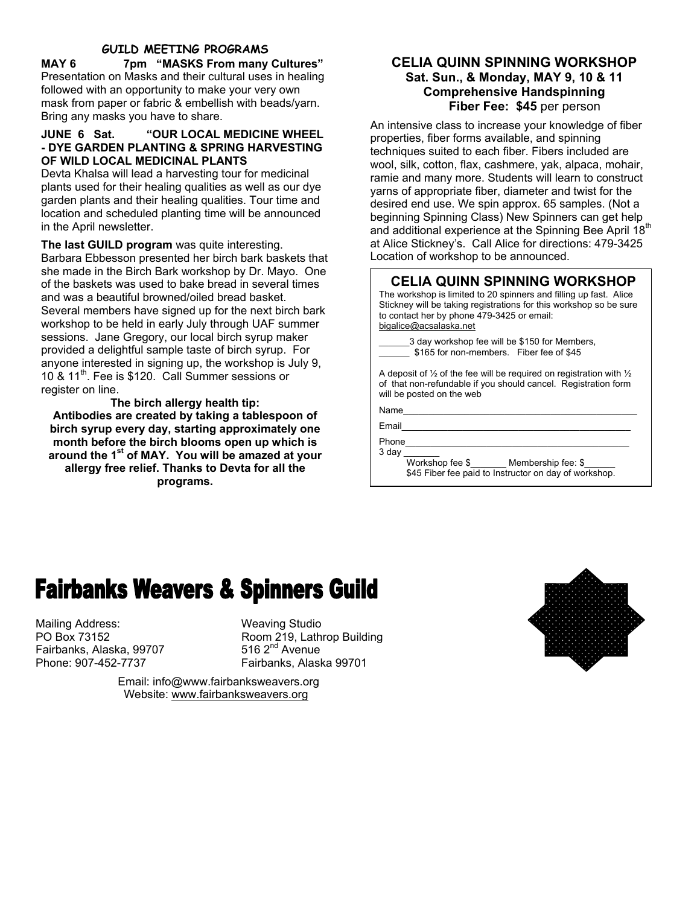### GUILD MEETING PROGRAMS

**MAY 6 7pm "MASKS From many Cultures"**
Presentation on Masks and their cultural uses in healing followed with an opportunity to make your very own mask from paper or fabric & embellish with beads/yarn. Bring any masks you have to share.

**JUNE 6 Sat. "OUR LOCAL MEDICINE WHEEL - DYE GARDEN PLANTING & SPRING HARVESTING OF WILD LOCAL MEDICINAL PLANTS**
Devta Khalsa will lead a harvesting tour for medicinal plants used for their healing qualities as well as our dye garden plants and their healing qualities. Tour time and location and scheduled planting time will be announced in the April newsletter.

**The last GUILD program** was quite interesting. Barbara Ebbesson presented her birch bark baskets that she made in the Birch Bark workshop by Dr. Mayo. One of the baskets was used to bake bread in several times and was a beautiful browned/oiled bread basket. Several members have signed up for the next birch bark workshop to be held in early July through UAF summer sessions. Jane Gregory, our local birch syrup maker provided a delightful sample taste of birch syrup. For anyone interested in signing up, the workshop is July 9, 10 & 11th. Fee is $120. Call Summer sessions or register on line.

**The birch allergy health tip:**
**Antibodies are created by taking a tablespoon of birch syrup every day, starting approximately one month before the birch blooms open up which is around the 1st of MAY. You will be amazed at your allergy free relief. Thanks to Devta for all the programs.**

## CELIA QUINN SPINNING WORKSHOP

**Sat. Sun., & Monday, MAY 9, 10 & 11**
**Comprehensive Handspinning**
**Fiber Fee: $45** per person

An intensive class to increase your knowledge of fiber properties, fiber forms available, and spinning techniques suited to each fiber. Fibers included are wool, silk, cotton, flax, cashmere, yak, alpaca, mohair, ramie and many more. Students will learn to construct yarns of appropriate fiber, diameter and twist for the desired end use. We spin approx. 65 samples. (Not a beginning Spinning Class) New Spinners can get help and additional experience at the Spinning Bee April 18th at Alice Stickney's. Call Alice for directions: 479-3425 Location of workshop to be announced.

## CELIA QUINN SPINNING WORKSHOP

The workshop is limited to 20 spinners and filling up fast. Alice Stickney will be taking registrations for this workshop so be sure to contact her by phone 479-3425 or email: bigalice@acsalaska.net

______3 day workshop fee will be $150 for Members,
______ $165 for non-members. Fiber fee of $45

A deposit of ½ of the fee will be required on registration with ½ of that non-refundable if you should cancel. Registration form will be posted on the web

Name_______________________________________________

Email_______________________________________________

Phone_______________________________________________

3 day _______
Workshop fee $_______ Membership fee: $______
$45 Fiber fee paid to Instructor on day of workshop.

# Fairbanks Weavers & Spinners Guild

Mailing Address:
PO Box 73152
Fairbanks, Alaska, 99707
Phone: 907-452-7737

Weaving Studio
Room 219, Lathrop Building
516 2nd Avenue
Fairbanks, Alaska 99701

Email: info@www.fairbanksweavers.org
Website: www.fairbanksweavers.org